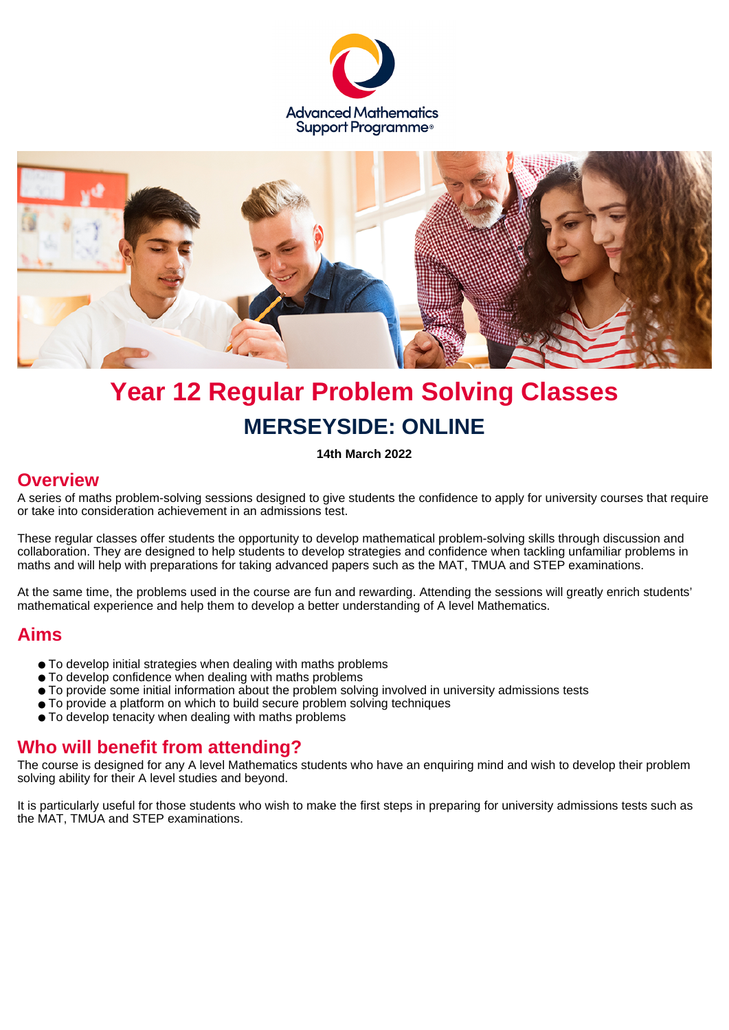Advanced Mathematics Support Programme®

# Year 12 Regular Problem Solving Classes

## MERSEYSIDE: ONLINE

**14th March 2022**

## Overview

A series of maths problem-solving sessions designed to give students the confidence to apply for university courses that require or take into consideration achievement in an admissions test.

These regular classes offer students the opportunity to develop mathematical problem-solving skills through discussion and collaboration. They are designed to help students to develop strategies and confidence when tackling unfamiliar problems in maths and will help with preparations for taking advanced papers such as the MAT, TMUA and STEP examinations.

At the same time, the problems used in the course are fun and rewarding. Attending the sessions will greatly enrich students' mathematical experience and help them to develop a better understanding of A level Mathematics.

## Aims

- To develop initial strategies when dealing with maths problems
- To develop confidence when dealing with maths problems
- To provide some initial information about the problem solving involved in university admissions tests
- To provide a platform on which to build secure problem solving techniques
- To develop tenacity when dealing with maths problems

## Who will benefit from attending?

The course is designed for any A level Mathematics students who have an enquiring mind and wish to develop their problem solving ability for their A level studies and beyond.

It is particularly useful for those students who wish to make the first steps in preparing for university admissions tests such as the MAT, TMUA and STEP examinations.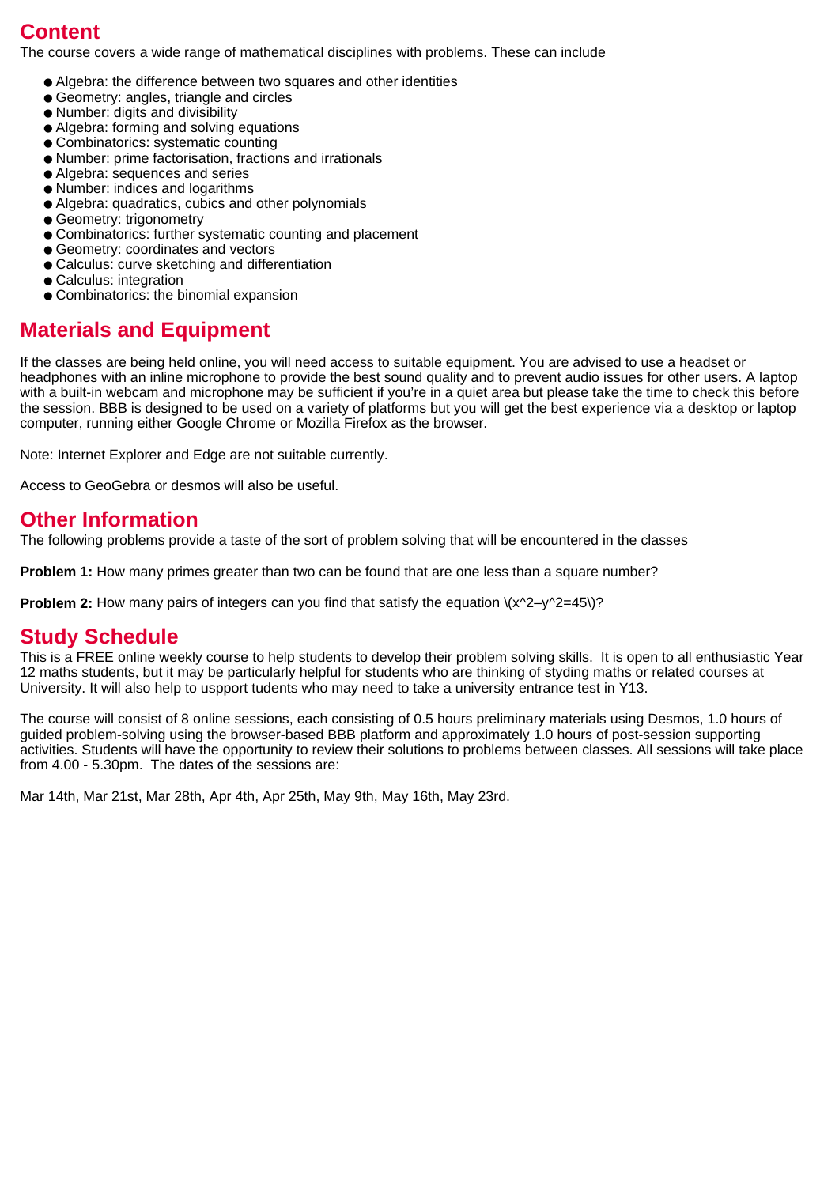## Content

The course covers a wide range of mathematical disciplines with problems. These can include

- Algebra: the difference between two squares and other identities
- Geometry: angles, triangle and circles
- Number: digits and divisibility
- Algebra: forming and solving equations
- Combinatorics: systematic counting
- Number: prime factorisation, fractions and irrationals
- Algebra: sequences and series
- Number: indices and logarithms
- Algebra: quadratics, cubics and other polynomials
- Geometry: trigonometry
- Combinatorics: further systematic counting and placement
- Geometry: coordinates and vectors
- Calculus: curve sketching and differentiation
- Calculus: integration
- Combinatorics: the binomial expansion

## Materials and Equipment

If the classes are being held online, you will need access to suitable equipment. You are advised to use a headset or headphones with an inline microphone to provide the best sound quality and to prevent audio issues for other users. A laptop with a built-in webcam and microphone may be sufficient if you're in a quiet area but please take the time to check this before the session. BBB is designed to be used on a variety of platforms but you will get the best experience via a desktop or laptop computer, running either Google Chrome or Mozilla Firefox as the browser.

Note: Internet Explorer and Edge are not suitable currently.

Access to GeoGebra or desmos will also be useful.

## Other Information

The following problems provide a taste of the sort of problem solving that will be encountered in the classes

**Problem 1:** How many primes greater than two can be found that are one less than a square number?

**Problem 2:** How many pairs of integers can you find that satisfy the equation $x^2-y^2=45$?

## Study Schedule

This is a FREE online weekly course to help students to develop their problem solving skills. It is open to all enthusiastic Year 12 maths students, but it may be particularly helpful for students who are thinking of styding maths or related courses at University. It will also help to uspport tudents who may need to take a university entrance test in Y13.

The course will consist of 8 online sessions, each consisting of 0.5 hours preliminary materials using Desmos, 1.0 hours of guided problem-solving using the browser-based BBB platform and approximately 1.0 hours of post-session supporting activities. Students will have the opportunity to review their solutions to problems between classes. All sessions will take place from 4.00 - 5.30pm. The dates of the sessions are:

Mar 14th, Mar 21st, Mar 28th, Apr 4th, Apr 25th, May 9th, May 16th, May 23rd.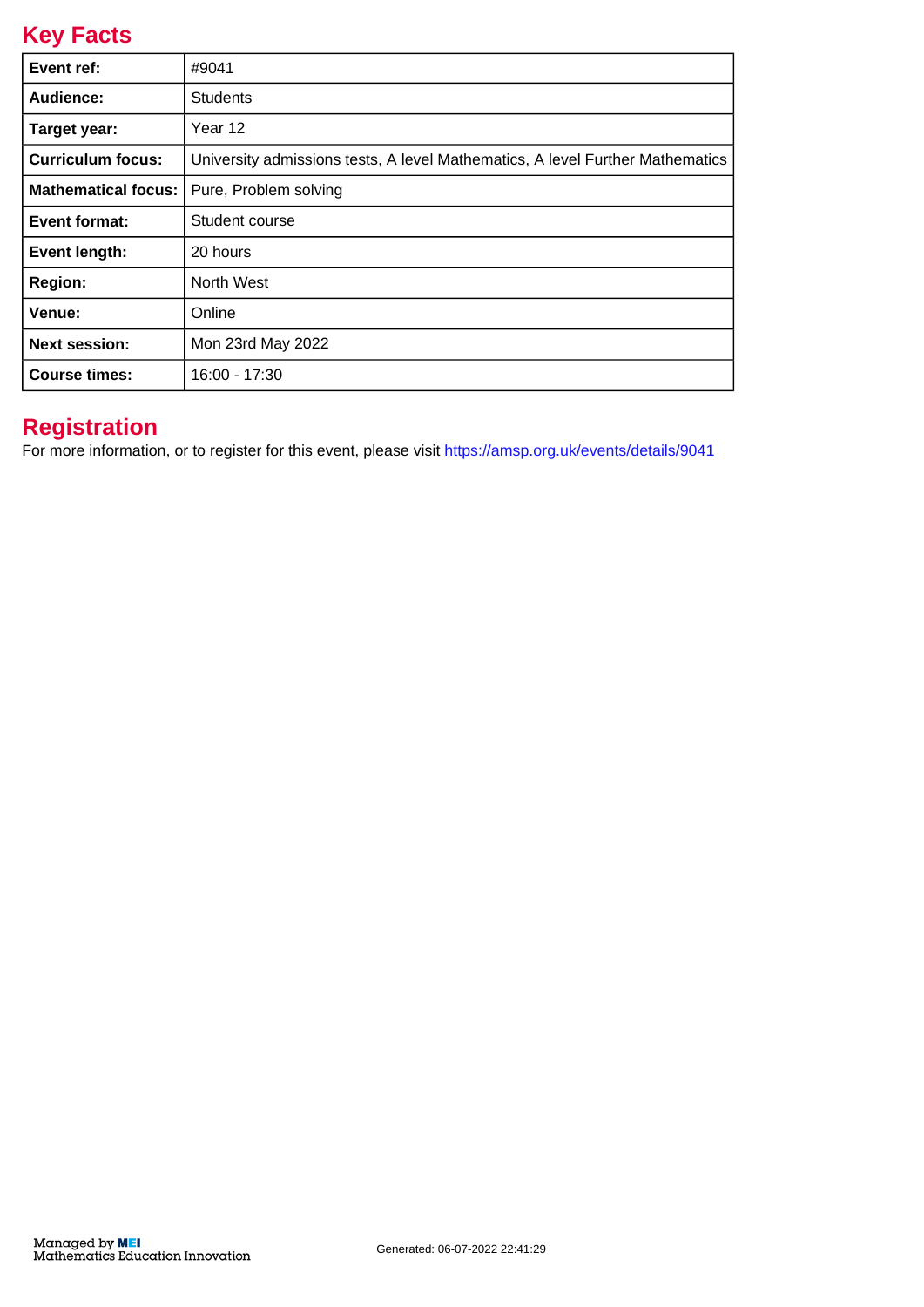## Key Facts

| | |
|---|---|
| **Event ref:** | #9041 |
| **Audience:** | Students |
| **Target year:** | Year 12 |
| **Curriculum focus:** | University admissions tests, A level Mathematics, A level Further Mathematics |
| **Mathematical focus:** | Pure, Problem solving |
| **Event format:** | Student course |
| **Event length:** | 20 hours |
| **Region:** | North West |
| **Venue:** | Online |
| **Next session:** | Mon 23rd May 2022 |
| **Course times:** | 16:00 - 17:30 |

## Registration

For more information, or to register for this event, please visit https://amsp.org.uk/events/details/9041